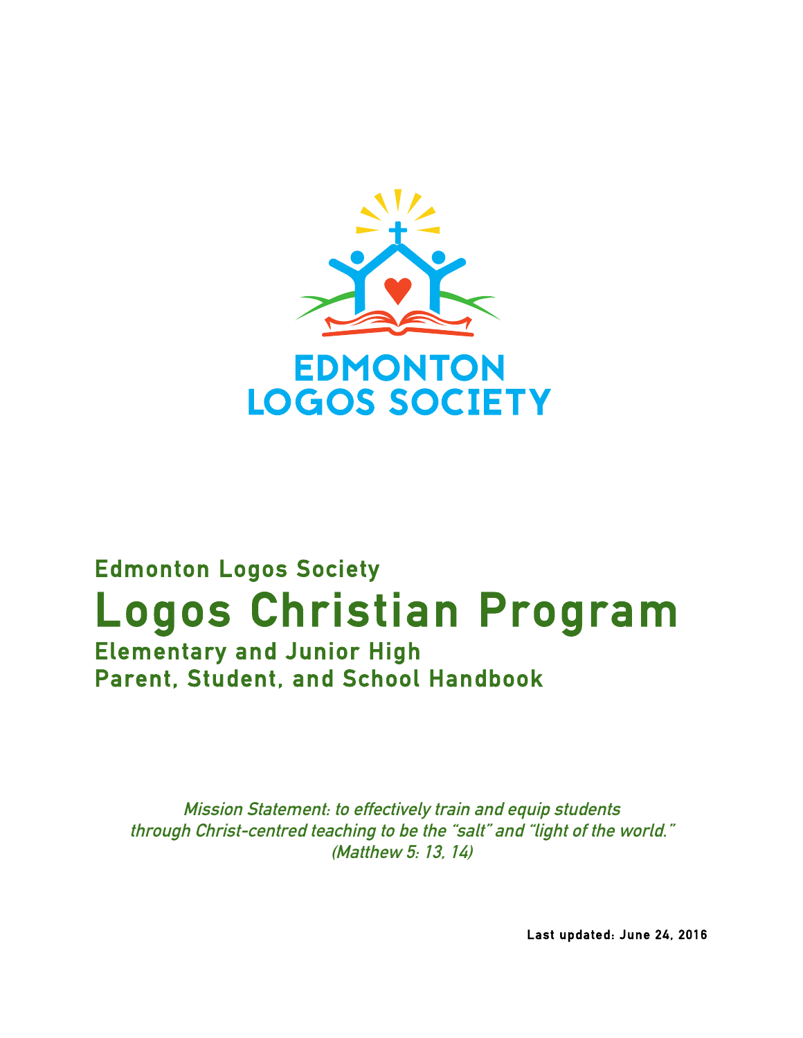EDMONTON
LOGOS SOCIETY

## Edmonton Logos Society

# Logos Christian Program

## Elementary and Junior High
## Parent, Student, and School Handbook

*Mission Statement: to effectively train and equip students through Christ-centred teaching to be the "salt" and "light of the world." (Matthew 5: 13, 14)*

**Last updated: June 24, 2016**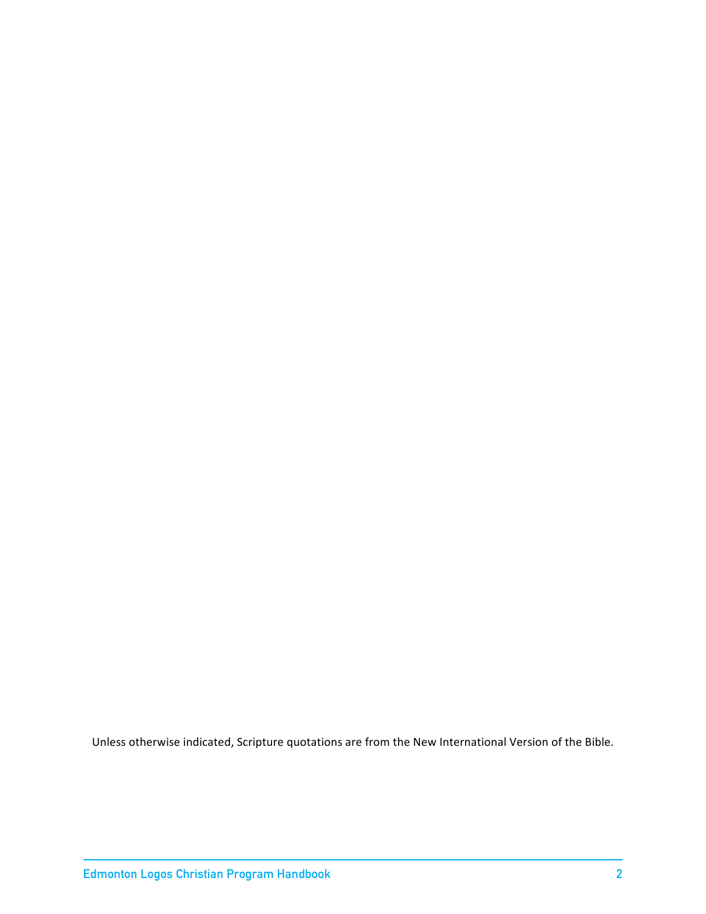Unless otherwise indicated, Scripture quotations are from the New International Version of the Bible.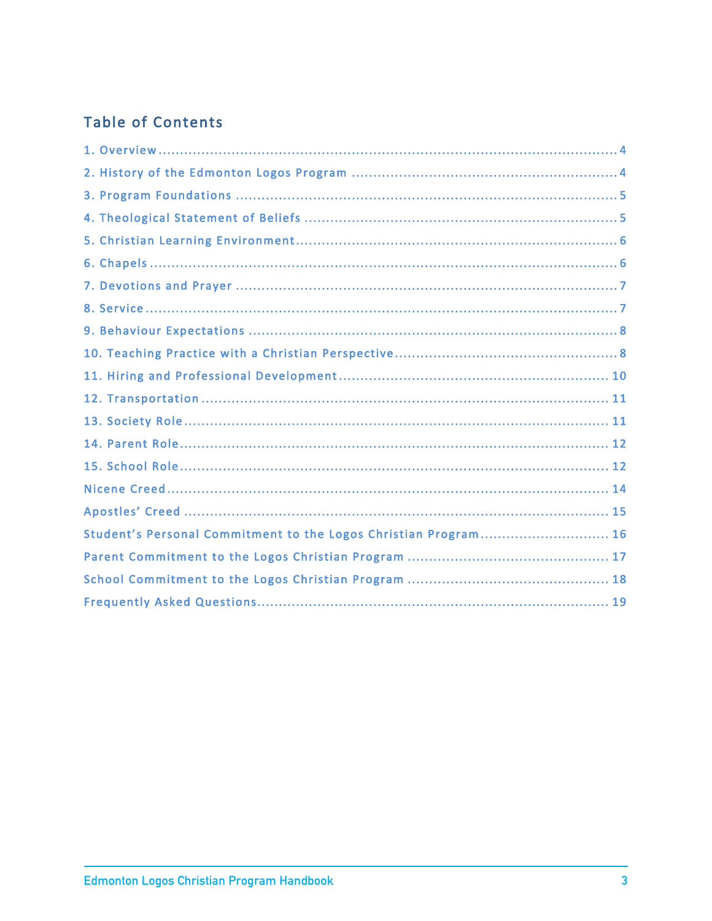## Table of Contents

1. Overview ........................................................................................................ 4
2. History of the Edmonton Logos Program ............................................................ 4
3. Program Foundations ........................................................................................ 5
4. Theological Statement of Beliefs ....................................................................... 5
5. Christian Learning Environment .......................................................................... 6
6. Chapels ............................................................................................................ 6
7. Devotions and Prayer ........................................................................................ 7
8. Service ............................................................................................................ 7
9. Behaviour Expectations ..................................................................................... 8
10. Teaching Practice with a Christian Perspective .................................................. 8
11. Hiring and Professional Development ............................................................... 10
12. Transportation ................................................................................................ 11
13. Society Role ................................................................................................... 11
14. Parent Role .................................................................................................... 12
15. School Role .................................................................................................... 12

Nicene Creed ...................................................................................................... 14

Apostles' Creed ................................................................................................... 15

Student's Personal Commitment to the Logos Christian Program ............................. 16

Parent Commitment to the Logos Christian Program ............................................... 17

School Commitment to the Logos Christian Program ............................................... 18

Frequently Asked Questions .................................................................................. 19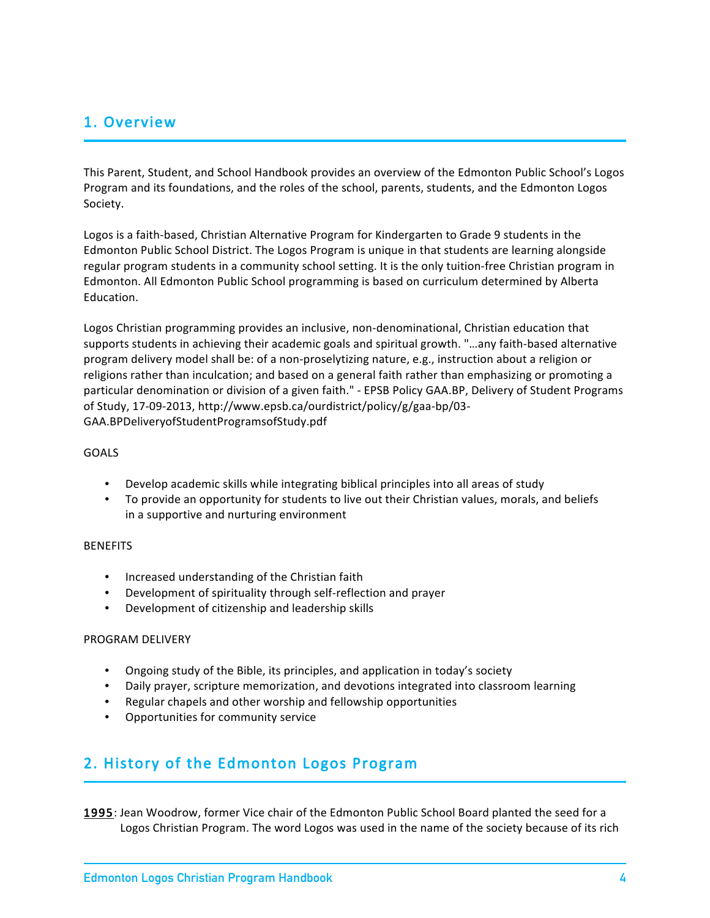## 1. Overview

This Parent, Student, and School Handbook provides an overview of the Edmonton Public School's Logos Program and its foundations, and the roles of the school, parents, students, and the Edmonton Logos Society.

Logos is a faith-based, Christian Alternative Program for Kindergarten to Grade 9 students in the Edmonton Public School District. The Logos Program is unique in that students are learning alongside regular program students in a community school setting. It is the only tuition-free Christian program in Edmonton. All Edmonton Public School programming is based on curriculum determined by Alberta Education.

Logos Christian programming provides an inclusive, non-denominational, Christian education that supports students in achieving their academic goals and spiritual growth. "…any faith-based alternative program delivery model shall be: of a non-proselytizing nature, e.g., instruction about a religion or religions rather than inculcation; and based on a general faith rather than emphasizing or promoting a particular denomination or division of a given faith." - EPSB Policy GAA.BP, Delivery of Student Programs of Study, 17-09-2013, http://www.epsb.ca/ourdistrict/policy/g/gaa-bp/03-GAA.BPDeliveryofStudentProgramsofStudy.pdf

GOALS

- Develop academic skills while integrating biblical principles into all areas of study
- To provide an opportunity for students to live out their Christian values, morals, and beliefs in a supportive and nurturing environment

BENEFITS

- Increased understanding of the Christian faith
- Development of spirituality through self-reflection and prayer
- Development of citizenship and leadership skills

PROGRAM DELIVERY

- Ongoing study of the Bible, its principles, and application in today's society
- Daily prayer, scripture memorization, and devotions integrated into classroom learning
- Regular chapels and other worship and fellowship opportunities
- Opportunities for community service

## 2. History of the Edmonton Logos Program

**1995**: Jean Woodrow, former Vice chair of the Edmonton Public School Board planted the seed for a Logos Christian Program. The word Logos was used in the name of the society because of its rich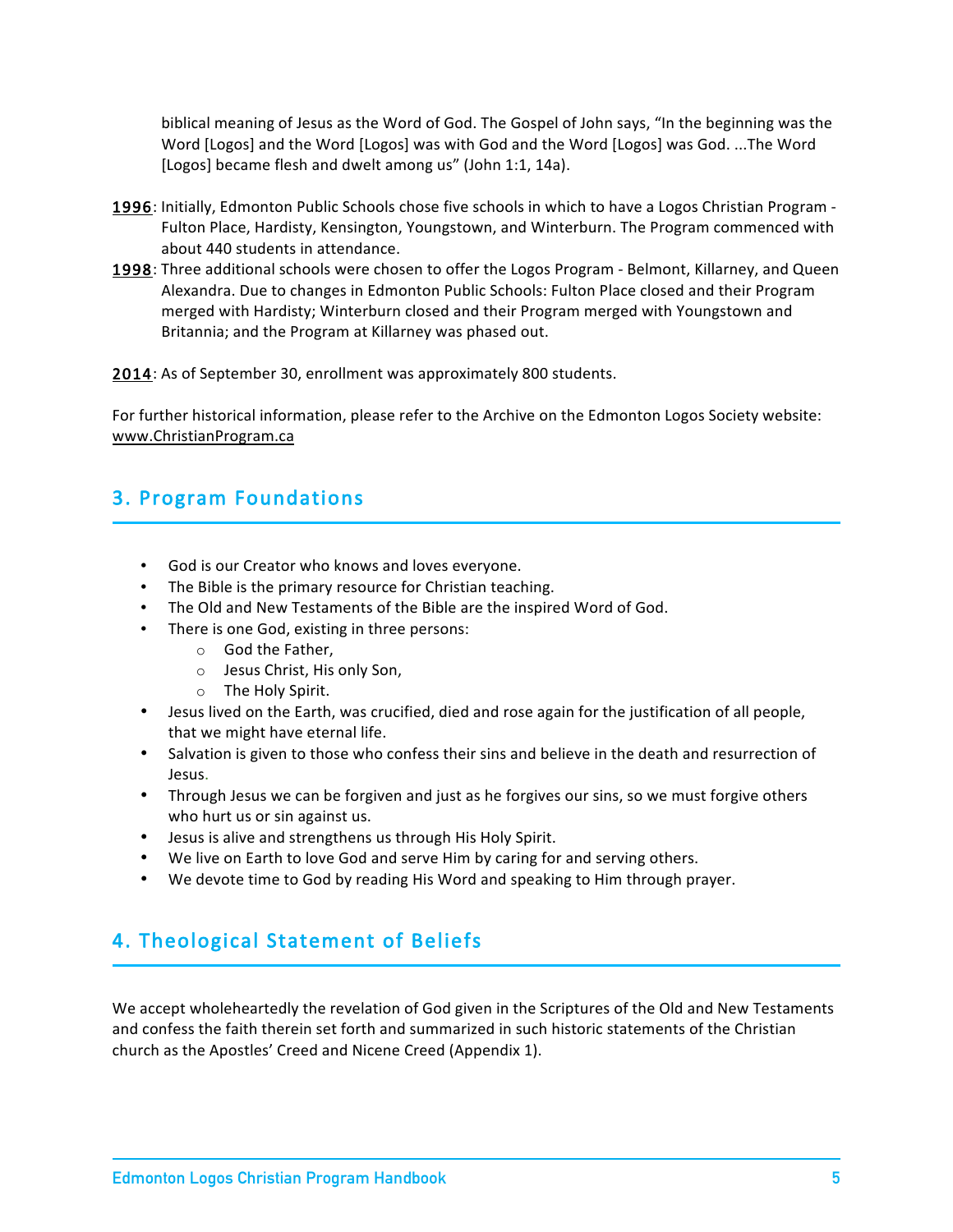biblical meaning of Jesus as the Word of God. The Gospel of John says, "In the beginning was the Word [Logos] and the Word [Logos] was with God and the Word [Logos] was God. ...The Word [Logos] became flesh and dwelt among us" (John 1:1, 14a).

**1996**: Initially, Edmonton Public Schools chose five schools in which to have a Logos Christian Program - Fulton Place, Hardisty, Kensington, Youngstown, and Winterburn. The Program commenced with about 440 students in attendance.

**1998**: Three additional schools were chosen to offer the Logos Program - Belmont, Killarney, and Queen Alexandra. Due to changes in Edmonton Public Schools: Fulton Place closed and their Program merged with Hardisty; Winterburn closed and their Program merged with Youngstown and Britannia; and the Program at Killarney was phased out.

**2014**: As of September 30, enrollment was approximately 800 students.

For further historical information, please refer to the Archive on the Edmonton Logos Society website: www.ChristianProgram.ca

## 3. Program Foundations

- God is our Creator who knows and loves everyone.
- The Bible is the primary resource for Christian teaching.
- The Old and New Testaments of the Bible are the inspired Word of God.
- There is one God, existing in three persons:
  - God the Father,
  - Jesus Christ, His only Son,
  - The Holy Spirit.
- Jesus lived on the Earth, was crucified, died and rose again for the justification of all people, that we might have eternal life.
- Salvation is given to those who confess their sins and believe in the death and resurrection of Jesus.
- Through Jesus we can be forgiven and just as he forgives our sins, so we must forgive others who hurt us or sin against us.
- Jesus is alive and strengthens us through His Holy Spirit.
- We live on Earth to love God and serve Him by caring for and serving others.
- We devote time to God by reading His Word and speaking to Him through prayer.

## 4. Theological Statement of Beliefs

We accept wholeheartedly the revelation of God given in the Scriptures of the Old and New Testaments and confess the faith therein set forth and summarized in such historic statements of the Christian church as the Apostles' Creed and Nicene Creed (Appendix 1).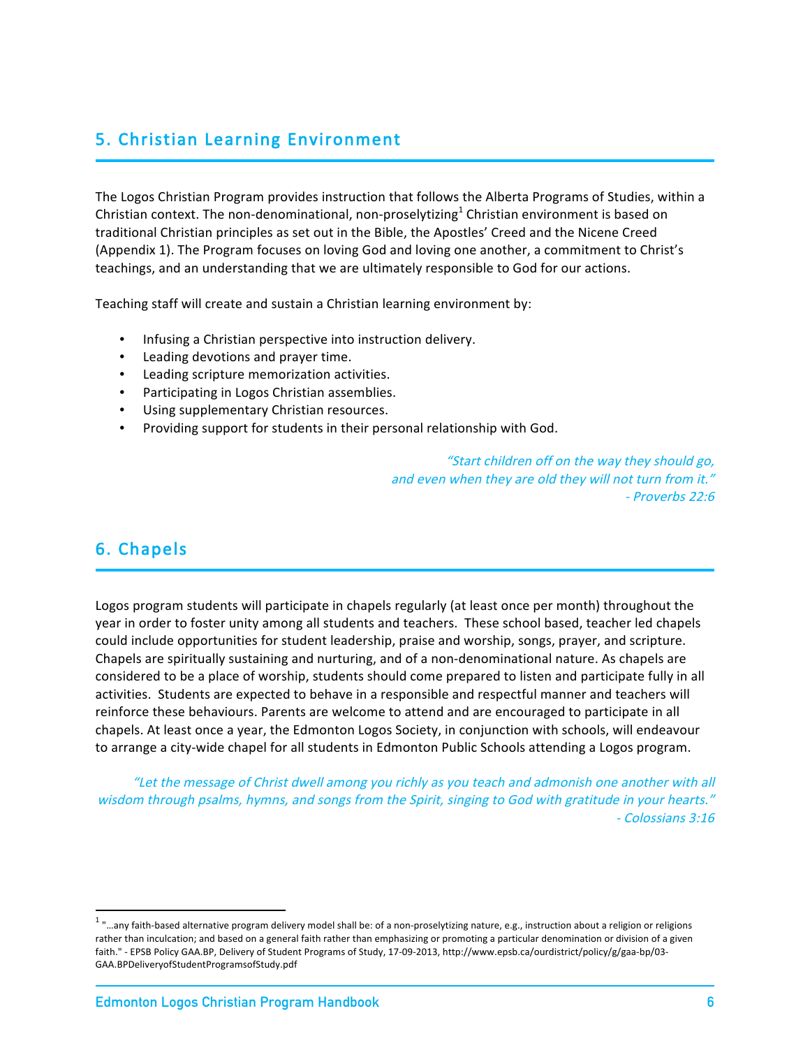## 5. Christian Learning Environment

The Logos Christian Program provides instruction that follows the Alberta Programs of Studies, within a Christian context. The non-denominational, non-proselytizing[1] Christian environment is based on traditional Christian principles as set out in the Bible, the Apostles' Creed and the Nicene Creed (Appendix 1). The Program focuses on loving God and loving one another, a commitment to Christ's teachings, and an understanding that we are ultimately responsible to God for our actions.

Teaching staff will create and sustain a Christian learning environment by:

- Infusing a Christian perspective into instruction delivery.
- Leading devotions and prayer time.
- Leading scripture memorization activities.
- Participating in Logos Christian assemblies.
- Using supplementary Christian resources.
- Providing support for students in their personal relationship with God.

*"Start children off on the way they should go,*
*and even when they are old they will not turn from it."*
*- Proverbs 22:6*

## 6. Chapels

Logos program students will participate in chapels regularly (at least once per month) throughout the year in order to foster unity among all students and teachers. These school based, teacher led chapels could include opportunities for student leadership, praise and worship, songs, prayer, and scripture. Chapels are spiritually sustaining and nurturing, and of a non-denominational nature. As chapels are considered to be a place of worship, students should come prepared to listen and participate fully in all activities. Students are expected to behave in a responsible and respectful manner and teachers will reinforce these behaviours. Parents are welcome to attend and are encouraged to participate in all chapels. At least once a year, the Edmonton Logos Society, in conjunction with schools, will endeavour to arrange a city-wide chapel for all students in Edmonton Public Schools attending a Logos program.

*"Let the message of Christ dwell among you richly as you teach and admonish one another with all wisdom through psalms, hymns, and songs from the Spirit, singing to God with gratitude in your hearts."*
*- Colossians 3:16*

---

[1] "…any faith-based alternative program delivery model shall be: of a non-proselytizing nature, e.g., instruction about a religion or religions rather than inculcation; and based on a general faith rather than emphasizing or promoting a particular denomination or division of a given faith." - EPSB Policy GAA.BP, Delivery of Student Programs of Study, 17-09-2013, http://www.epsb.ca/ourdistrict/policy/g/gaa-bp/03-GAA.BPDeliveryofStudentProgramsofStudy.pdf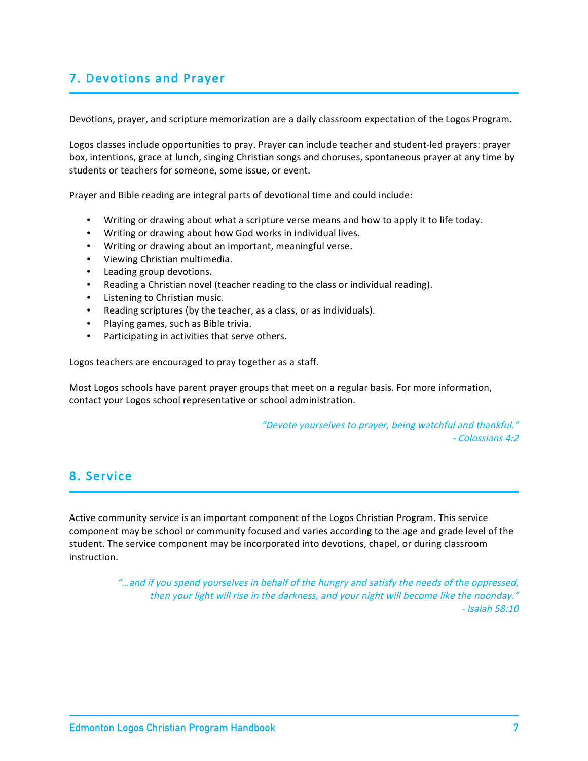## 7. Devotions and Prayer

Devotions, prayer, and scripture memorization are a daily classroom expectation of the Logos Program.

Logos classes include opportunities to pray. Prayer can include teacher and student-led prayers: prayer box, intentions, grace at lunch, singing Christian songs and choruses, spontaneous prayer at any time by students or teachers for someone, some issue, or event.

Prayer and Bible reading are integral parts of devotional time and could include:

- Writing or drawing about what a scripture verse means and how to apply it to life today.
- Writing or drawing about how God works in individual lives.
- Writing or drawing about an important, meaningful verse.
- Viewing Christian multimedia.
- Leading group devotions.
- Reading a Christian novel (teacher reading to the class or individual reading).
- Listening to Christian music.
- Reading scriptures (by the teacher, as a class, or as individuals).
- Playing games, such as Bible trivia.
- Participating in activities that serve others.

Logos teachers are encouraged to pray together as a staff.

Most Logos schools have parent prayer groups that meet on a regular basis. For more information, contact your Logos school representative or school administration.

*"Devote yourselves to prayer, being watchful and thankful."*
*- Colossians 4:2*

## 8. Service

Active community service is an important component of the Logos Christian Program. This service component may be school or community focused and varies according to the age and grade level of the student. The service component may be incorporated into devotions, chapel, or during classroom instruction.

*"...and if you spend yourselves in behalf of the hungry and satisfy the needs of the oppressed, then your light will rise in the darkness, and your night will become like the noonday."*
*- Isaiah 58:10*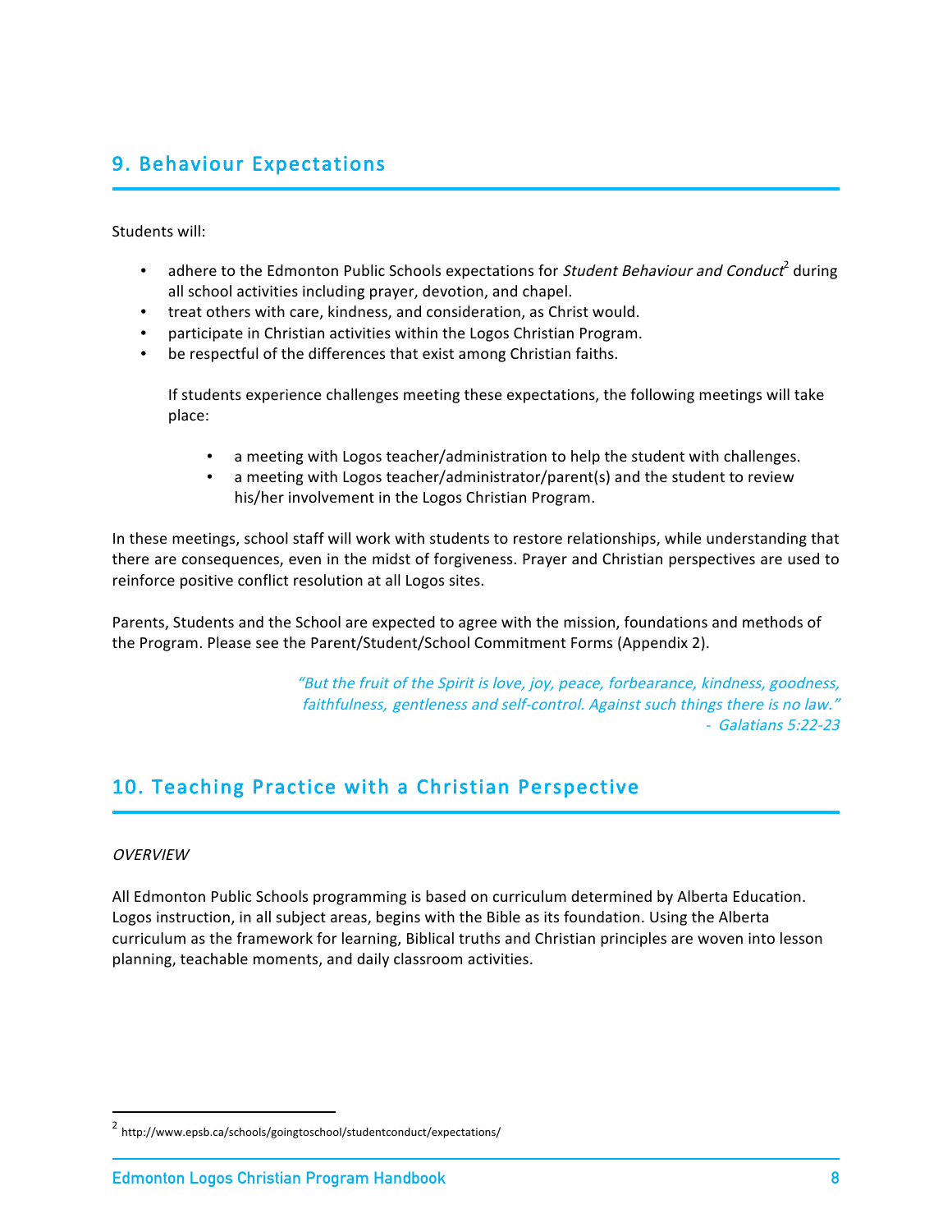## 9. Behaviour Expectations

Students will:

- adhere to the Edmonton Public Schools expectations for *Student Behaviour and Conduct*[2] during all school activities including prayer, devotion, and chapel.
- treat others with care, kindness, and consideration, as Christ would.
- participate in Christian activities within the Logos Christian Program.
- be respectful of the differences that exist among Christian faiths.

  If students experience challenges meeting these expectations, the following meetings will take place:

  - a meeting with Logos teacher/administration to help the student with challenges.
  - a meeting with Logos teacher/administrator/parent(s) and the student to review his/her involvement in the Logos Christian Program.

In these meetings, school staff will work with students to restore relationships, while understanding that there are consequences, even in the midst of forgiveness. Prayer and Christian perspectives are used to reinforce positive conflict resolution at all Logos sites.

Parents, Students and the School are expected to agree with the mission, foundations and methods of the Program. Please see the Parent/Student/School Commitment Forms (Appendix 2).

*"But the fruit of the Spirit is love, joy, peace, forbearance, kindness, goodness, faithfulness, gentleness and self-control. Against such things there is no law."*
*- Galatians 5:22-23*

## 10. Teaching Practice with a Christian Perspective

*OVERVIEW*

All Edmonton Public Schools programming is based on curriculum determined by Alberta Education. Logos instruction, in all subject areas, begins with the Bible as its foundation. Using the Alberta curriculum as the framework for learning, Biblical truths and Christian principles are woven into lesson planning, teachable moments, and daily classroom activities.

---

[2] http://www.epsb.ca/schools/goingtoschool/studentconduct/expectations/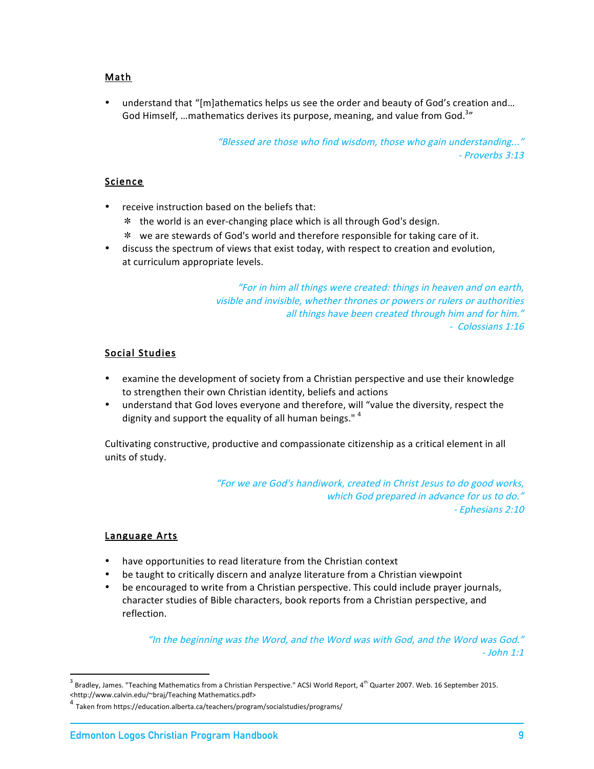## Math

- understand that "[m]athematics helps us see the order and beauty of God's creation and… God Himself, …mathematics derives its purpose, meaning, and value from God.[3]"

*"Blessed are those who find wisdom, those who gain understanding..."*
*- Proverbs 3:13*

## Science

- receive instruction based on the beliefs that:
  - ✻ the world is an ever-changing place which is all through God's design.
  - ✻ we are stewards of God's world and therefore responsible for taking care of it.
- discuss the spectrum of views that exist today, with respect to creation and evolution, at curriculum appropriate levels.

*"For in him all things were created: things in heaven and on earth, visible and invisible, whether thrones or powers or rulers or authorities all things have been created through him and for him."*
*- Colossians 1:16*

## Social Studies

- examine the development of society from a Christian perspective and use their knowledge to strengthen their own Christian identity, beliefs and actions
- understand that God loves everyone and therefore, will "value the diversity, respect the dignity and support the equality of all human beings." [4]

Cultivating constructive, productive and compassionate citizenship as a critical element in all units of study.

*"For we are God's handiwork, created in Christ Jesus to do good works, which God prepared in advance for us to do."*
*- Ephesians 2:10*

## Language Arts

- have opportunities to read literature from the Christian context
- be taught to critically discern and analyze literature from a Christian viewpoint
- be encouraged to write from a Christian perspective. This could include prayer journals, character studies of Bible characters, book reports from a Christian perspective, and reflection.

*"In the beginning was the Word, and the Word was with God, and the Word was God."*
*- John 1:1*

---

[3] Bradley, James. "Teaching Mathematics from a Christian Perspective." ACSI World Report, 4th Quarter 2007. Web. 16 September 2015. <http://www.calvin.edu/~braj/Teaching Mathematics.pdf>

[4] Taken from https://education.alberta.ca/teachers/program/socialstudies/programs/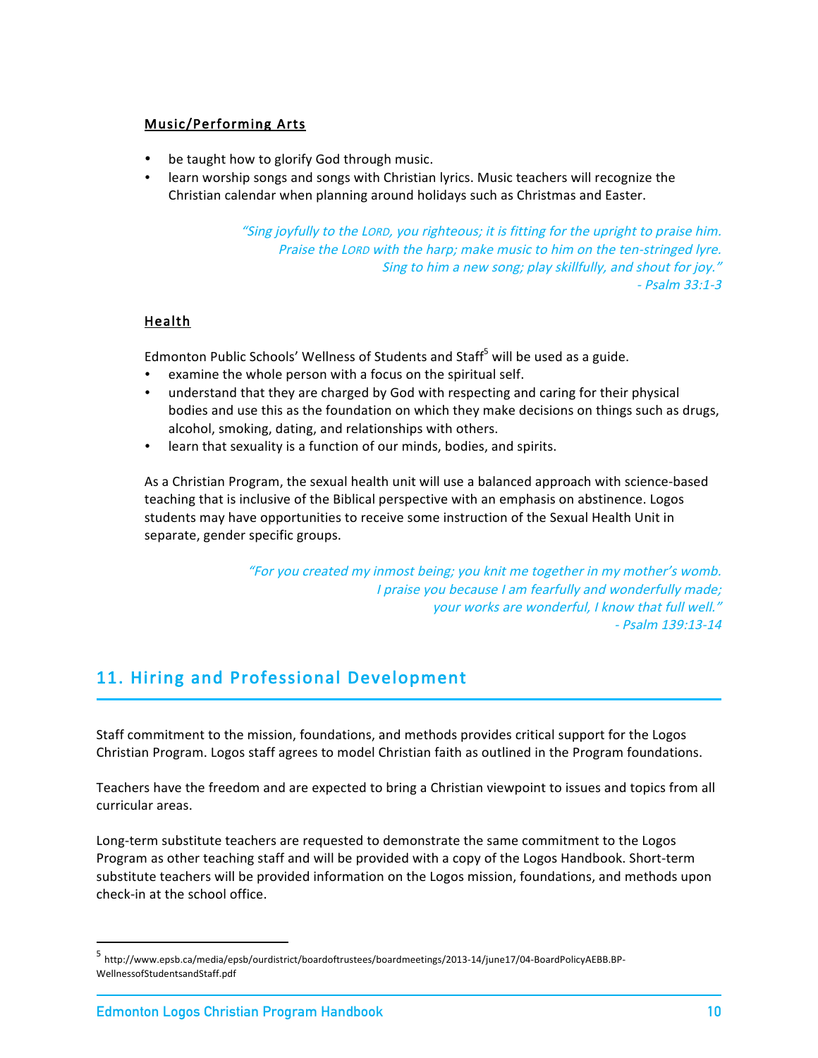### Music/Performing Arts

- be taught how to glorify God through music.
- learn worship songs and songs with Christian lyrics. Music teachers will recognize the Christian calendar when planning around holidays such as Christmas and Easter.

*"Sing joyfully to the LORD, you righteous; it is fitting for the upright to praise him. Praise the LORD with the harp; make music to him on the ten-stringed lyre. Sing to him a new song; play skillfully, and shout for joy."*
*- Psalm 33:1-3*

### Health

Edmonton Public Schools' Wellness of Students and Staff[5] will be used as a guide.

- examine the whole person with a focus on the spiritual self.
- understand that they are charged by God with respecting and caring for their physical bodies and use this as the foundation on which they make decisions on things such as drugs, alcohol, smoking, dating, and relationships with others.
- learn that sexuality is a function of our minds, bodies, and spirits.

As a Christian Program, the sexual health unit will use a balanced approach with science-based teaching that is inclusive of the Biblical perspective with an emphasis on abstinence. Logos students may have opportunities to receive some instruction of the Sexual Health Unit in separate, gender specific groups.

*"For you created my inmost being; you knit me together in my mother's womb. I praise you because I am fearfully and wonderfully made; your works are wonderful, I know that full well."*
*- Psalm 139:13-14*

## 11. Hiring and Professional Development

Staff commitment to the mission, foundations, and methods provides critical support for the Logos Christian Program. Logos staff agrees to model Christian faith as outlined in the Program foundations.

Teachers have the freedom and are expected to bring a Christian viewpoint to issues and topics from all curricular areas.

Long-term substitute teachers are requested to demonstrate the same commitment to the Logos Program as other teaching staff and will be provided with a copy of the Logos Handbook. Short-term substitute teachers will be provided information on the Logos mission, foundations, and methods upon check-in at the school office.

[5] http://www.epsb.ca/media/epsb/ourdistrict/boardoftrustees/boardmeetings/2013-14/june17/04-BoardPolicyAEBB.BP-WellnessofStudentsandStaff.pdf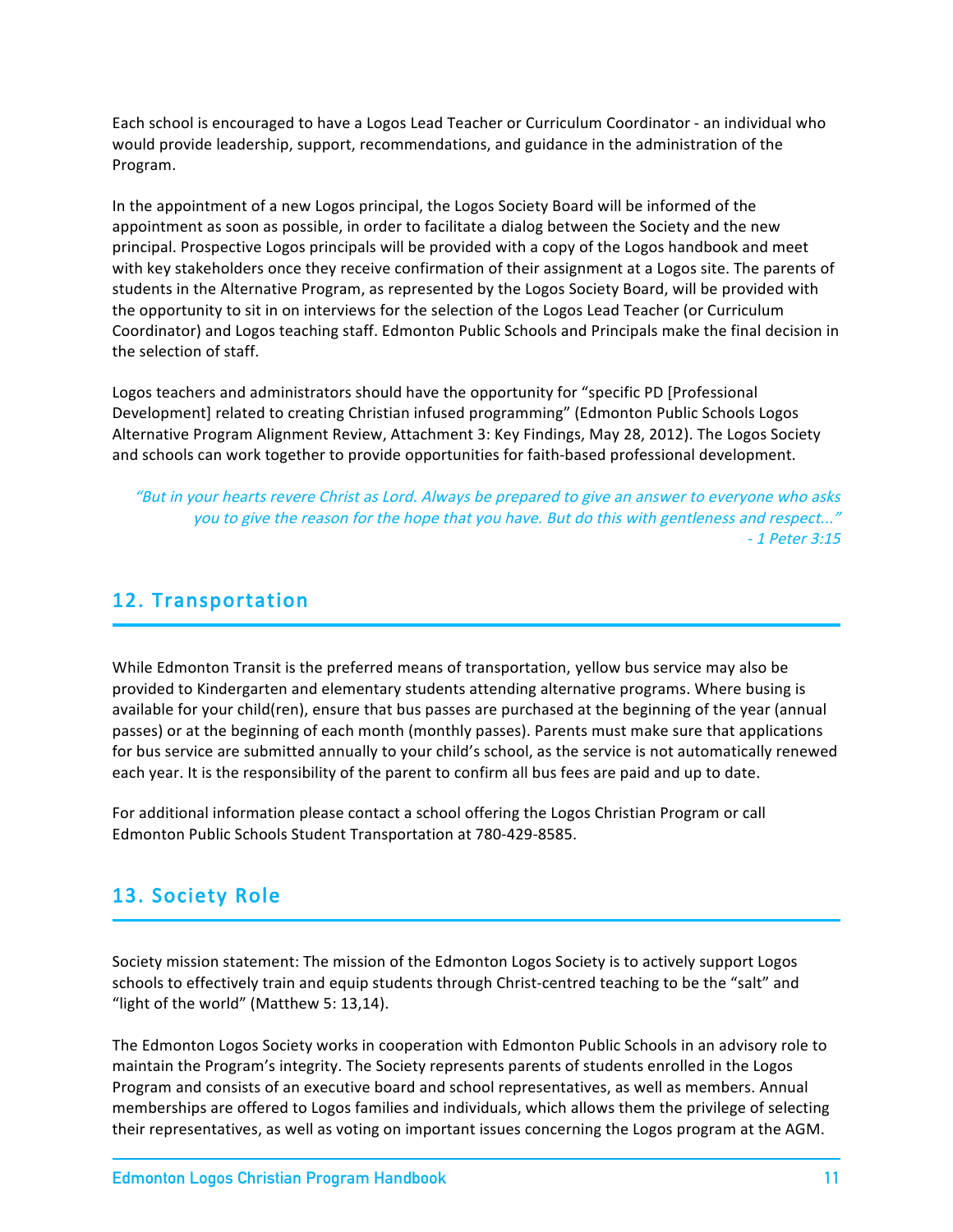Each school is encouraged to have a Logos Lead Teacher or Curriculum Coordinator - an individual who would provide leadership, support, recommendations, and guidance in the administration of the Program.

In the appointment of a new Logos principal, the Logos Society Board will be informed of the appointment as soon as possible, in order to facilitate a dialog between the Society and the new principal. Prospective Logos principals will be provided with a copy of the Logos handbook and meet with key stakeholders once they receive confirmation of their assignment at a Logos site. The parents of students in the Alternative Program, as represented by the Logos Society Board, will be provided with the opportunity to sit in on interviews for the selection of the Logos Lead Teacher (or Curriculum Coordinator) and Logos teaching staff. Edmonton Public Schools and Principals make the final decision in the selection of staff.

Logos teachers and administrators should have the opportunity for "specific PD [Professional Development] related to creating Christian infused programming" (Edmonton Public Schools Logos Alternative Program Alignment Review, Attachment 3: Key Findings, May 28, 2012). The Logos Society and schools can work together to provide opportunities for faith-based professional development.

*"But in your hearts revere Christ as Lord. Always be prepared to give an answer to everyone who asks you to give the reason for the hope that you have. But do this with gentleness and respect..."*
*- 1 Peter 3:15*

## 12. Transportation

While Edmonton Transit is the preferred means of transportation, yellow bus service may also be provided to Kindergarten and elementary students attending alternative programs. Where busing is available for your child(ren), ensure that bus passes are purchased at the beginning of the year (annual passes) or at the beginning of each month (monthly passes). Parents must make sure that applications for bus service are submitted annually to your child's school, as the service is not automatically renewed each year. It is the responsibility of the parent to confirm all bus fees are paid and up to date.

For additional information please contact a school offering the Logos Christian Program or call Edmonton Public Schools Student Transportation at 780-429-8585.

## 13. Society Role

Society mission statement: The mission of the Edmonton Logos Society is to actively support Logos schools to effectively train and equip students through Christ-centred teaching to be the "salt" and "light of the world" (Matthew 5: 13,14).

The Edmonton Logos Society works in cooperation with Edmonton Public Schools in an advisory role to maintain the Program's integrity. The Society represents parents of students enrolled in the Logos Program and consists of an executive board and school representatives, as well as members. Annual memberships are offered to Logos families and individuals, which allows them the privilege of selecting their representatives, as well as voting on important issues concerning the Logos program at the AGM.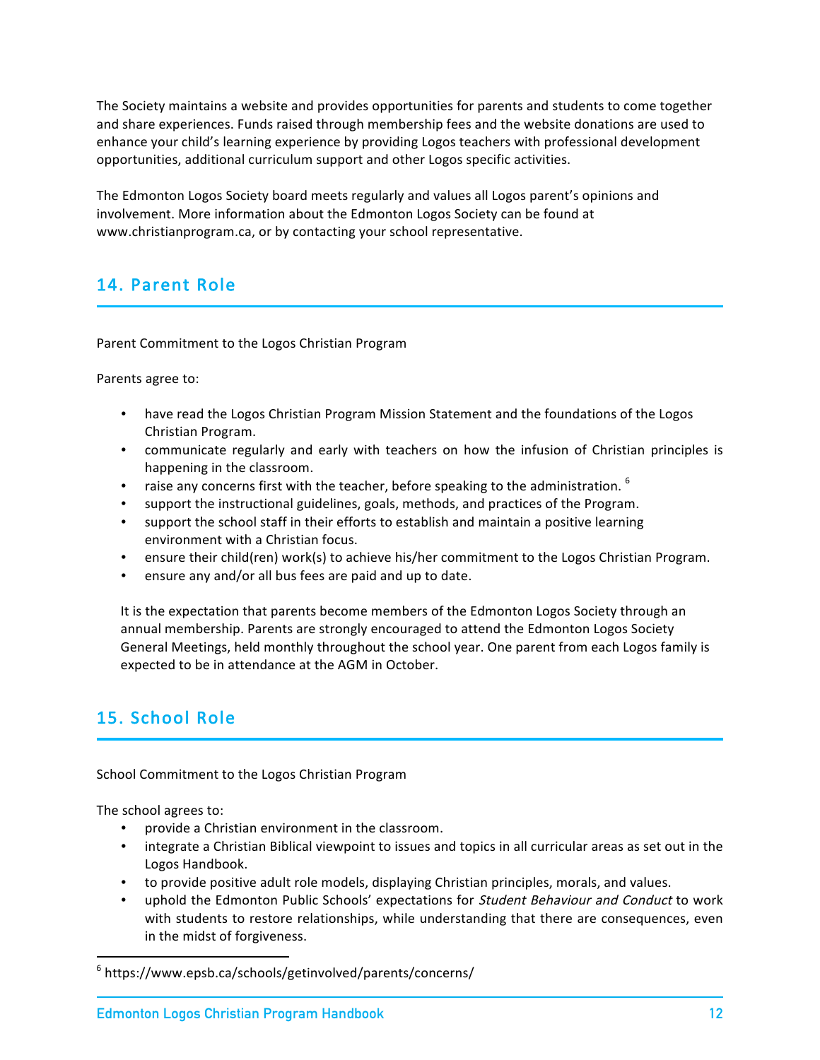The Society maintains a website and provides opportunities for parents and students to come together and share experiences. Funds raised through membership fees and the website donations are used to enhance your child's learning experience by providing Logos teachers with professional development opportunities, additional curriculum support and other Logos specific activities.

The Edmonton Logos Society board meets regularly and values all Logos parent's opinions and involvement. More information about the Edmonton Logos Society can be found at www.christianprogram.ca, or by contacting your school representative.

## 14. Parent Role

Parent Commitment to the Logos Christian Program

Parents agree to:

- have read the Logos Christian Program Mission Statement and the foundations of the Logos Christian Program.
- communicate regularly and early with teachers on how the infusion of Christian principles is happening in the classroom.
- raise any concerns first with the teacher, before speaking to the administration. [6]
- support the instructional guidelines, goals, methods, and practices of the Program.
- support the school staff in their efforts to establish and maintain a positive learning environment with a Christian focus.
- ensure their child(ren) work(s) to achieve his/her commitment to the Logos Christian Program.
- ensure any and/or all bus fees are paid and up to date.

It is the expectation that parents become members of the Edmonton Logos Society through an annual membership. Parents are strongly encouraged to attend the Edmonton Logos Society General Meetings, held monthly throughout the school year. One parent from each Logos family is expected to be in attendance at the AGM in October.

## 15. School Role

School Commitment to the Logos Christian Program

The school agrees to:

- provide a Christian environment in the classroom.
- integrate a Christian Biblical viewpoint to issues and topics in all curricular areas as set out in the Logos Handbook.
- to provide positive adult role models, displaying Christian principles, morals, and values.
- uphold the Edmonton Public Schools' expectations for *Student Behaviour and Conduct* to work with students to restore relationships, while understanding that there are consequences, even in the midst of forgiveness.

---

[6] https://www.epsb.ca/schools/getinvolved/parents/concerns/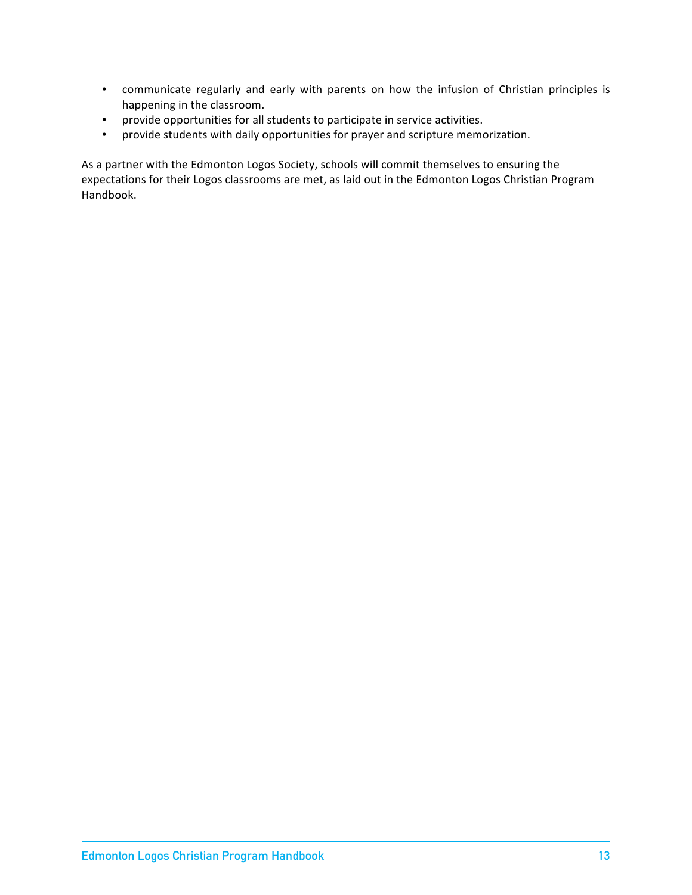- communicate regularly and early with parents on how the infusion of Christian principles is happening in the classroom.
- provide opportunities for all students to participate in service activities.
- provide students with daily opportunities for prayer and scripture memorization.

As a partner with the Edmonton Logos Society, schools will commit themselves to ensuring the expectations for their Logos classrooms are met, as laid out in the Edmonton Logos Christian Program Handbook.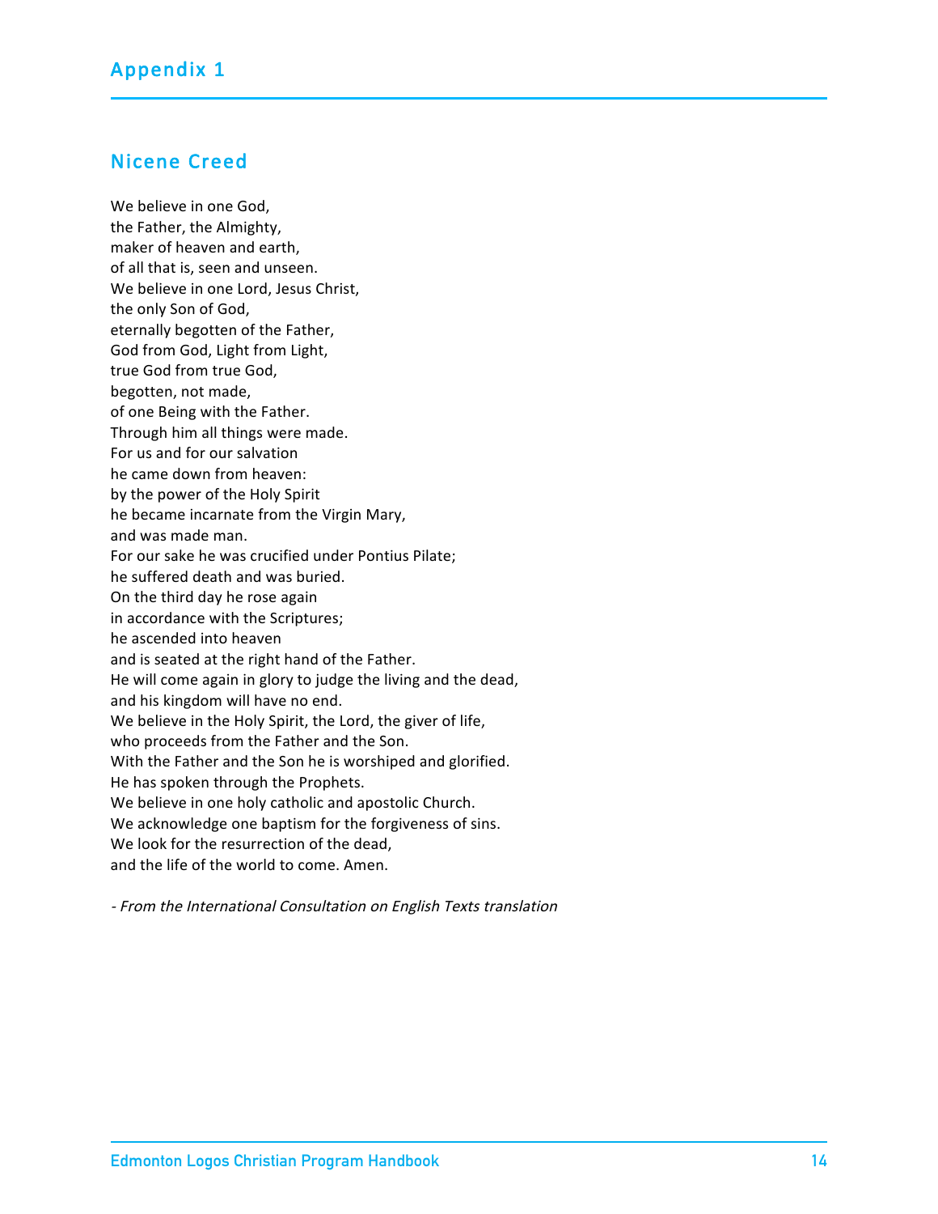# Appendix 1

## Nicene Creed

We believe in one God,
the Father, the Almighty,
maker of heaven and earth,
of all that is, seen and unseen.
We believe in one Lord, Jesus Christ,
the only Son of God,
eternally begotten of the Father,
God from God, Light from Light,
true God from true God,
begotten, not made,
of one Being with the Father.
Through him all things were made.
For us and for our salvation
he came down from heaven:
by the power of the Holy Spirit
he became incarnate from the Virgin Mary,
and was made man.
For our sake he was crucified under Pontius Pilate;
he suffered death and was buried.
On the third day he rose again
in accordance with the Scriptures;
he ascended into heaven
and is seated at the right hand of the Father.
He will come again in glory to judge the living and the dead,
and his kingdom will have no end.
We believe in the Holy Spirit, the Lord, the giver of life,
who proceeds from the Father and the Son.
With the Father and the Son he is worshiped and glorified.
He has spoken through the Prophets.
We believe in one holy catholic and apostolic Church.
We acknowledge one baptism for the forgiveness of sins.
We look for the resurrection of the dead,
and the life of the world to come. Amen.

*- From the International Consultation on English Texts translation*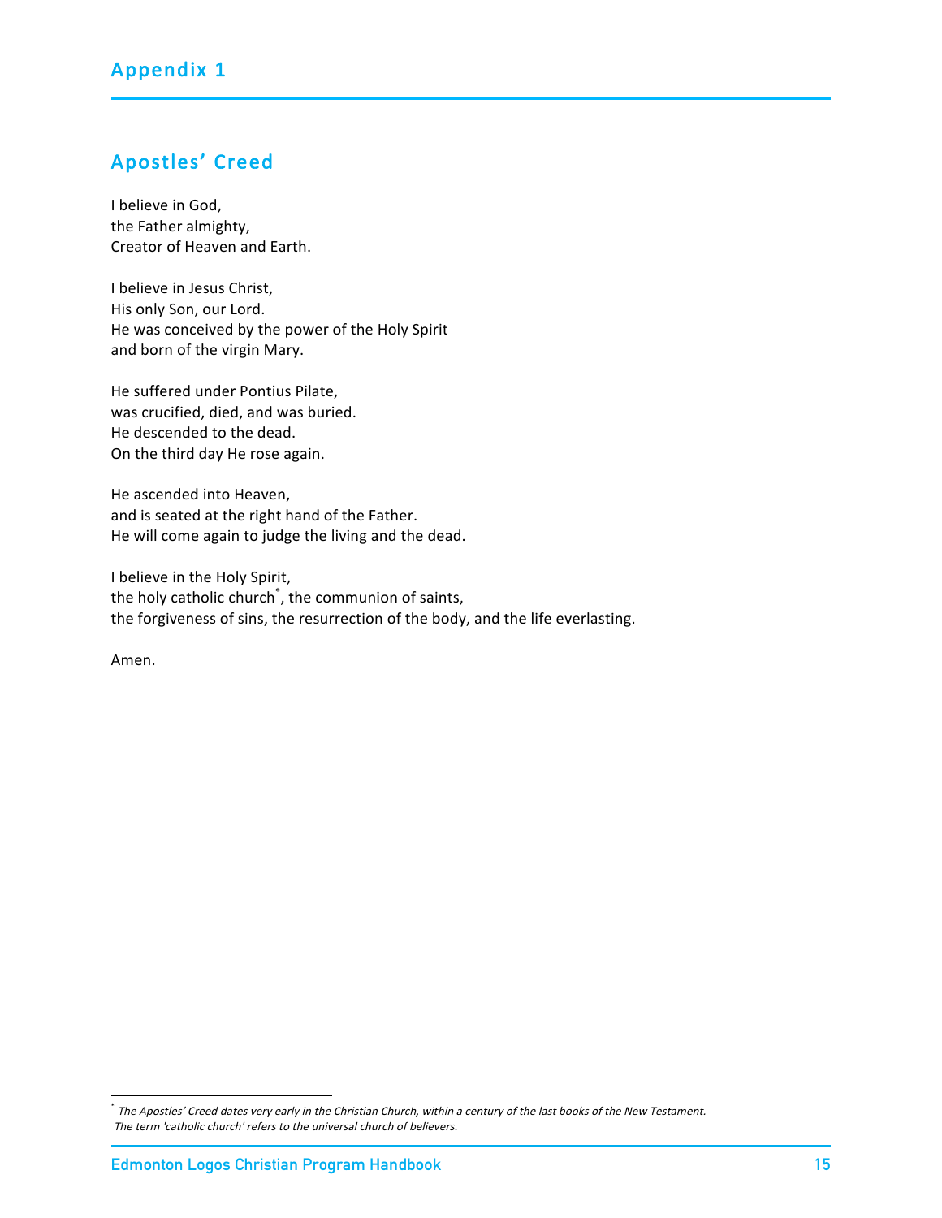# Appendix 1

## Apostles' Creed

I believe in God,
the Father almighty,
Creator of Heaven and Earth.

I believe in Jesus Christ,
His only Son, our Lord.
He was conceived by the power of the Holy Spirit
and born of the virgin Mary.

He suffered under Pontius Pilate,
was crucified, died, and was buried.
He descended to the dead.
On the third day He rose again.

He ascended into Heaven,
and is seated at the right hand of the Father.
He will come again to judge the living and the dead.

I believe in the Holy Spirit,
the holy catholic church*, the communion of saints,
the forgiveness of sins, the resurrection of the body, and the life everlasting.

Amen.

---

* *The Apostles' Creed dates very early in the Christian Church, within a century of the last books of the New Testament. The term 'catholic church' refers to the universal church of believers.*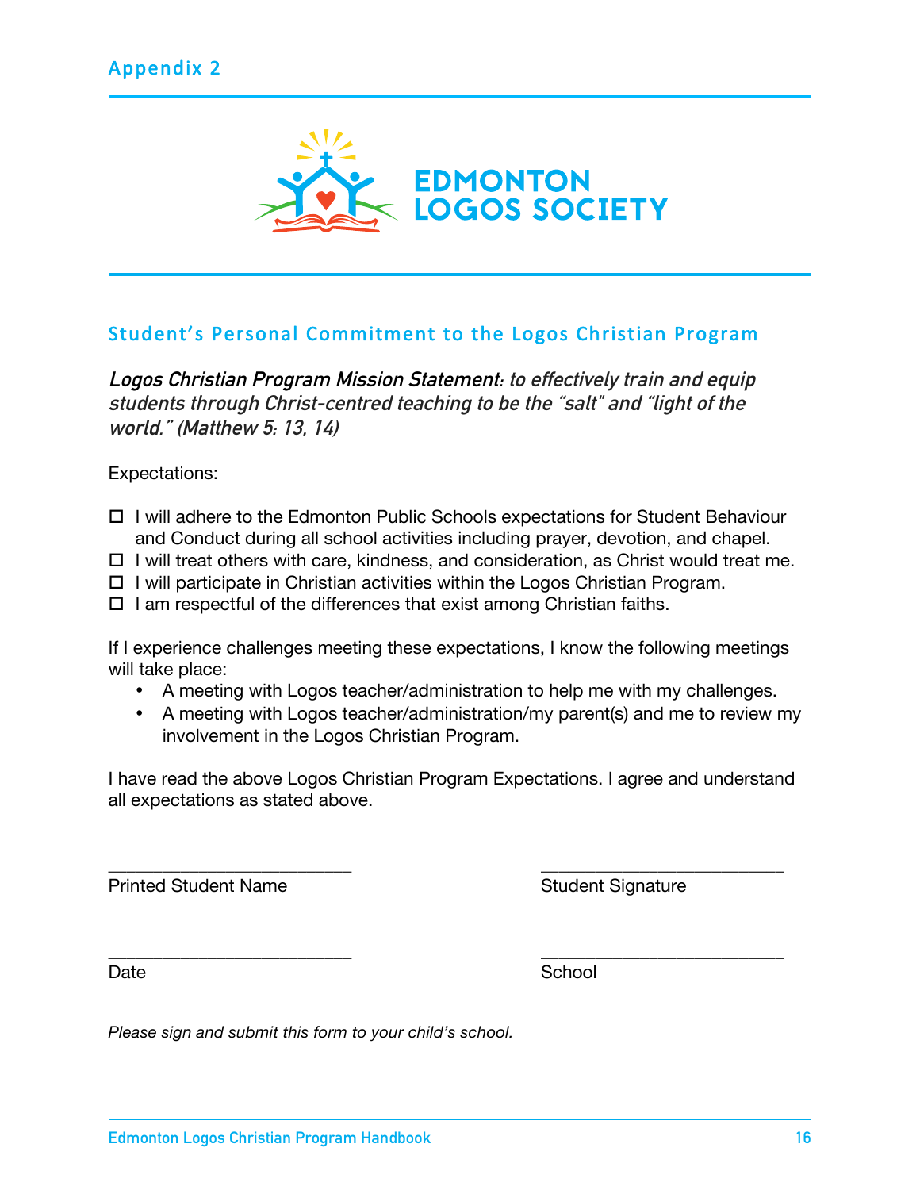## Appendix 2

EDMONTON LOGOS SOCIETY

### Student's Personal Commitment to the Logos Christian Program

***Logos Christian Program Mission Statement**: to effectively train and equip students through Christ-centred teaching to be the "salt" and "light of the world." (Matthew 5: 13, 14)*

Expectations:

- ☐ I will adhere to the Edmonton Public Schools expectations for Student Behaviour and Conduct during all school activities including prayer, devotion, and chapel.
- ☐ I will treat others with care, kindness, and consideration, as Christ would treat me.
- ☐ I will participate in Christian activities within the Logos Christian Program.
- ☐ I am respectful of the differences that exist among Christian faiths.

If I experience challenges meeting these expectations, I know the following meetings will take place:

- A meeting with Logos teacher/administration to help me with my challenges.
- A meeting with Logos teacher/administration/my parent(s) and me to review my involvement in the Logos Christian Program.

I have read the above Logos Christian Program Expectations. I agree and understand all expectations as stated above.

\_\_\_\_\_\_\_\_\_\_\_\_\_\_\_\_\_\_\_\_\_\_\_\_\_\_ \_\_\_\_\_\_\_\_\_\_\_\_\_\_\_\_\_\_\_\_\_\_\_\_\_\_
Printed Student Name Student Signature

\_\_\_\_\_\_\_\_\_\_\_\_\_\_\_\_\_\_\_\_\_\_\_\_\_\_ \_\_\_\_\_\_\_\_\_\_\_\_\_\_\_\_\_\_\_\_\_\_\_\_\_\_
Date School

*Please sign and submit this form to your child's school.*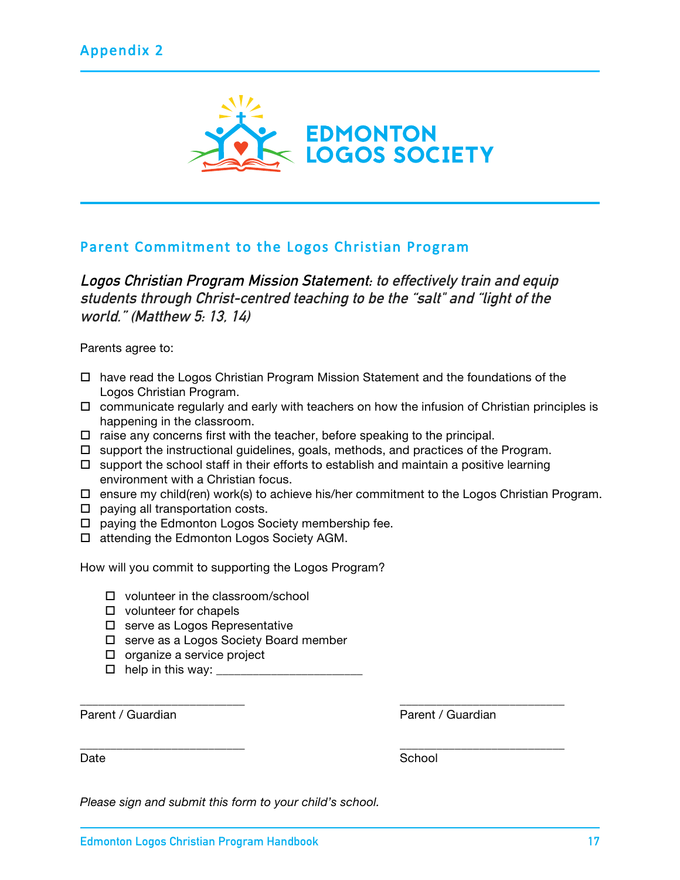## Appendix 2

EDMONTON LOGOS SOCIETY

## Parent Commitment to the Logos Christian Program

***Logos Christian Program Mission Statement**: to effectively train and equip students through Christ-centred teaching to be the "salt" and "light of the world." (Matthew 5: 13, 14)*

Parents agree to:

- ☐ have read the Logos Christian Program Mission Statement and the foundations of the Logos Christian Program.
- ☐ communicate regularly and early with teachers on how the infusion of Christian principles is happening in the classroom.
- ☐ raise any concerns first with the teacher, before speaking to the principal.
- ☐ support the instructional guidelines, goals, methods, and practices of the Program.
- ☐ support the school staff in their efforts to establish and maintain a positive learning environment with a Christian focus.
- ☐ ensure my child(ren) work(s) to achieve his/her commitment to the Logos Christian Program.
- ☐ paying all transportation costs.
- ☐ paying the Edmonton Logos Society membership fee.
- ☐ attending the Edmonton Logos Society AGM.

How will you commit to supporting the Logos Program?

- ☐ volunteer in the classroom/school
- ☐ volunteer for chapels
- ☐ serve as Logos Representative
- ☐ serve as a Logos Society Board member
- ☐ organize a service project
- ☐ help in this way: ______________________

_________________________ Parent / Guardian

_________________________ Parent / Guardian

_________________________ Date

_________________________ School

*Please sign and submit this form to your child's school.*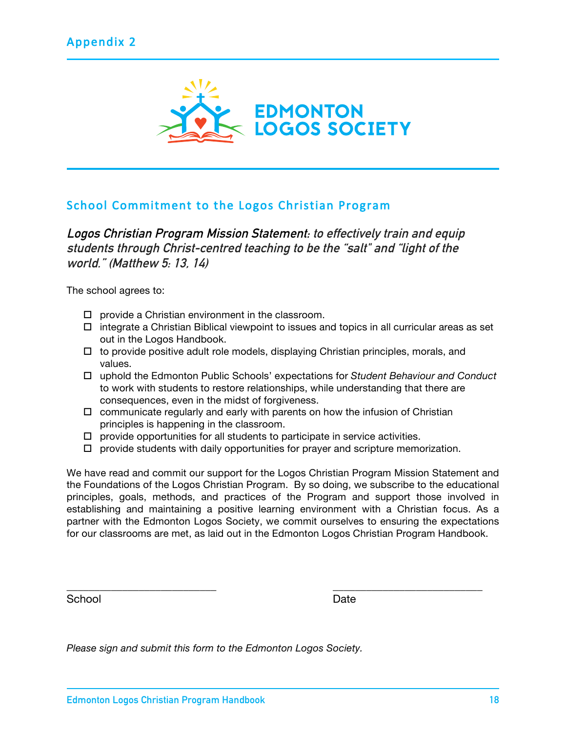## Appendix 2

EDMONTON LOGOS SOCIETY

### School Commitment to the Logos Christian Program

***Logos Christian Program Mission Statement**: to effectively train and equip students through Christ-centred teaching to be the "salt" and "light of the world." (Matthew 5: 13, 14)*

The school agrees to:

- ☐ provide a Christian environment in the classroom.
- ☐ integrate a Christian Biblical viewpoint to issues and topics in all curricular areas as set out in the Logos Handbook.
- ☐ to provide positive adult role models, displaying Christian principles, morals, and values.
- ☐ uphold the Edmonton Public Schools' expectations for *Student Behaviour and Conduct* to work with students to restore relationships, while understanding that there are consequences, even in the midst of forgiveness.
- ☐ communicate regularly and early with parents on how the infusion of Christian principles is happening in the classroom.
- ☐ provide opportunities for all students to participate in service activities.
- ☐ provide students with daily opportunities for prayer and scripture memorization.

We have read and commit our support for the Logos Christian Program Mission Statement and the Foundations of the Logos Christian Program. By so doing, we subscribe to the educational principles, goals, methods, and practices of the Program and support those involved in establishing and maintaining a positive learning environment with a Christian focus. As a partner with the Edmonton Logos Society, we commit ourselves to ensuring the expectations for our classrooms are met, as laid out in the Edmonton Logos Christian Program Handbook.

\_\_\_\_\_\_\_\_\_\_\_\_\_\_\_\_\_\_\_\_\_\_\_\_\_\_ \_\_\_\_\_\_\_\_\_\_\_\_\_\_\_\_\_\_\_\_\_\_\_\_\_\_

School Date

*Please sign and submit this form to the Edmonton Logos Society.*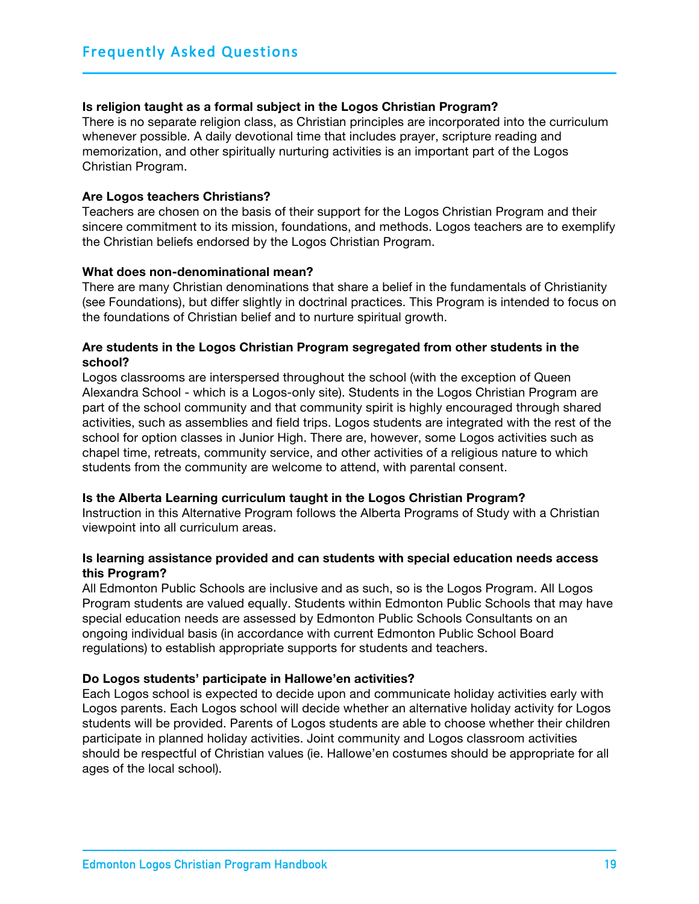## Frequently Asked Questions

**Is religion taught as a formal subject in the Logos Christian Program?**
There is no separate religion class, as Christian principles are incorporated into the curriculum whenever possible. A daily devotional time that includes prayer, scripture reading and memorization, and other spiritually nurturing activities is an important part of the Logos Christian Program.

**Are Logos teachers Christians?**
Teachers are chosen on the basis of their support for the Logos Christian Program and their sincere commitment to its mission, foundations, and methods. Logos teachers are to exemplify the Christian beliefs endorsed by the Logos Christian Program.

**What does non-denominational mean?**
There are many Christian denominations that share a belief in the fundamentals of Christianity (see Foundations), but differ slightly in doctrinal practices. This Program is intended to focus on the foundations of Christian belief and to nurture spiritual growth.

**Are students in the Logos Christian Program segregated from other students in the school?**
Logos classrooms are interspersed throughout the school (with the exception of Queen Alexandra School - which is a Logos-only site). Students in the Logos Christian Program are part of the school community and that community spirit is highly encouraged through shared activities, such as assemblies and field trips. Logos students are integrated with the rest of the school for option classes in Junior High. There are, however, some Logos activities such as chapel time, retreats, community service, and other activities of a religious nature to which students from the community are welcome to attend, with parental consent.

**Is the Alberta Learning curriculum taught in the Logos Christian Program?**
Instruction in this Alternative Program follows the Alberta Programs of Study with a Christian viewpoint into all curriculum areas.

**Is learning assistance provided and can students with special education needs access this Program?**
All Edmonton Public Schools are inclusive and as such, so is the Logos Program. All Logos Program students are valued equally. Students within Edmonton Public Schools that may have special education needs are assessed by Edmonton Public Schools Consultants on an ongoing individual basis (in accordance with current Edmonton Public School Board regulations) to establish appropriate supports for students and teachers.

**Do Logos students' participate in Hallowe'en activities?**
Each Logos school is expected to decide upon and communicate holiday activities early with Logos parents. Each Logos school will decide whether an alternative holiday activity for Logos students will be provided. Parents of Logos students are able to choose whether their children participate in planned holiday activities. Joint community and Logos classroom activities should be respectful of Christian values (ie. Hallowe'en costumes should be appropriate for all ages of the local school).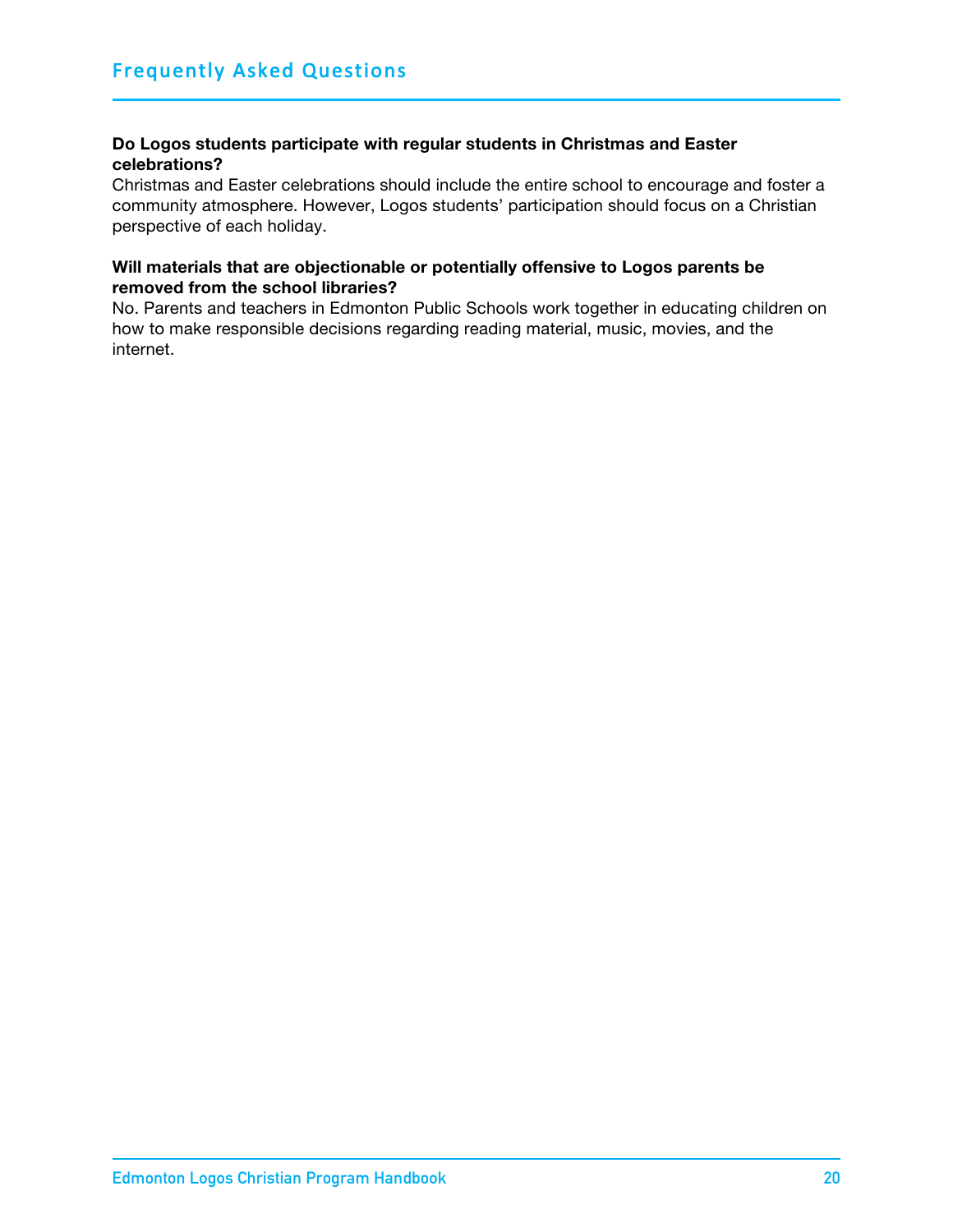## Frequently Asked Questions

**Do Logos students participate with regular students in Christmas and Easter celebrations?**

Christmas and Easter celebrations should include the entire school to encourage and foster a community atmosphere. However, Logos students' participation should focus on a Christian perspective of each holiday.

**Will materials that are objectionable or potentially offensive to Logos parents be removed from the school libraries?**

No. Parents and teachers in Edmonton Public Schools work together in educating children on how to make responsible decisions regarding reading material, music, movies, and the internet.